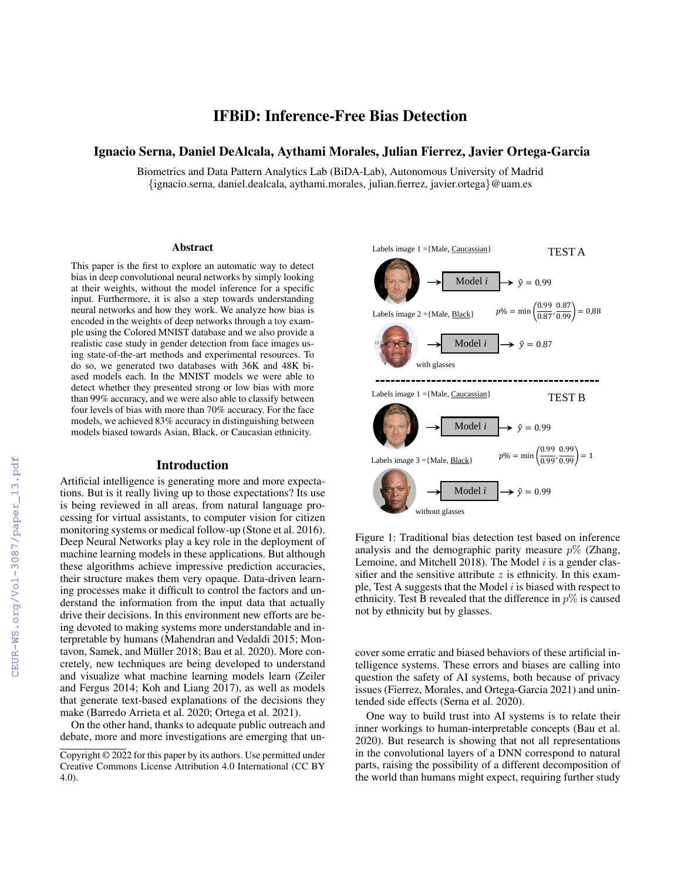# IFBiD: Inference-Free Bias Detection

**Ignacio Serna, Daniel DeAlcala, Aythami Morales, Julian Fierrez, Javier Ortega-Garcia**

Biometrics and Data Pattern Analytics Lab (BiDA-Lab), Autonomous University of Madrid
{ignacio.serna, daniel.dealcala, aythami.morales, julian.fierrez, javier.ortega}@uam.es

## Abstract

This paper is the first to explore an automatic way to detect bias in deep convolutional neural networks by simply looking at their weights, without the model inference for a specific input. Furthermore, it is also a step towards understanding neural networks and how they work. We analyze how bias is encoded in the weights of deep networks through a toy example using the Colored MNIST database and we also provide a realistic case study in gender detection from face images using state-of-the-art methods and experimental resources. To do so, we generated two databases with 36K and 48K biased models each. In the MNIST models we were able to detect whether they presented strong or low bias with more than 99% accuracy, and we were also able to classify between four levels of bias with more than 70% accuracy. For the face models, we achieved 83% accuracy in distinguishing between models biased towards Asian, Black, or Caucasian ethnicity.

## Introduction

Artificial intelligence is generating more and more expectations. But is it really living up to those expectations? Its use is being reviewed in all areas, from natural language processing for virtual assistants, to computer vision for citizen monitoring systems or medical follow-up (Stone et al. 2016). Deep Neural Networks play a key role in the deployment of machine learning models in these applications. But although these algorithms achieve impressive prediction accuracies, their structure makes them very opaque. Data-driven learning processes make it difficult to control the factors and understand the information from the input data that actually drive their decisions. In this environment new efforts are being devoted to making systems more understandable and interpretable by humans (Mahendran and Vedaldi 2015; Montavon, Samek, and Müller 2018; Bau et al. 2020). More concretely, new techniques are being developed to understand and visualize what machine learning models learn (Zeiler and Fergus 2014; Koh and Liang 2017), as well as models that generate text-based explanations of the decisions they make (Barredo Arrieta et al. 2020; Ortega et al. 2021).

On the other hand, thanks to adequate public outreach and debate, more and more investigations are emerging that uncover some erratic and biased behaviors of these artificial intelligence systems. These errors and biases are calling into question the safety of AI systems, both because of privacy issues (Fierrez, Morales, and Ortega-Garcia 2021) and unintended side effects (Serna et al. 2020).

One way to build trust into AI systems is to relate their inner workings to human-interpretable concepts (Bau et al. 2020). But research is showing that not all representations in the convolutional layers of a DNN correspond to natural parts, raising the possibility of a different decomposition of the world than humans might expect, requiring further study

Labels image 1 ={Male, Caucassian} — TEST A — Model $i$ → $\hat{y} = 0.99$

Labels image 2 ={Male, Black} (with glasses) — Model $i$ → $\hat{y} = 0.87$

$$p\% = \min\left(\frac{0.99}{0.87}, \frac{0.87}{0.99}\right) = 0{,}88$$

Labels image 1 ={Male, Caucassian} — TEST B — Model $i$ → $\hat{y} = 0.99$

Labels image 3 ={Male, Black} (without glasses) — Model $i$ → $\hat{y} = 0.99$

$$p\% = \min\left(\frac{0.99}{0.99}, \frac{0.99}{0.99}\right) = 1$$

Figure 1: Traditional bias detection test based on inference analysis and the demographic parity measure $p\%$ (Zhang, Lemoine, and Mitchell 2018). The Model $i$ is a gender classifier and the sensitive attribute $z$ is ethnicity. In this example, Test A suggests that the Model $i$ is biased with respect to ethnicity. Test B revealed that the difference in $p\%$ is caused not by ethnicity but by glasses.

Copyright © 2022 for this paper by its authors. Use permitted under Creative Commons License Attribution 4.0 International (CC BY 4.0).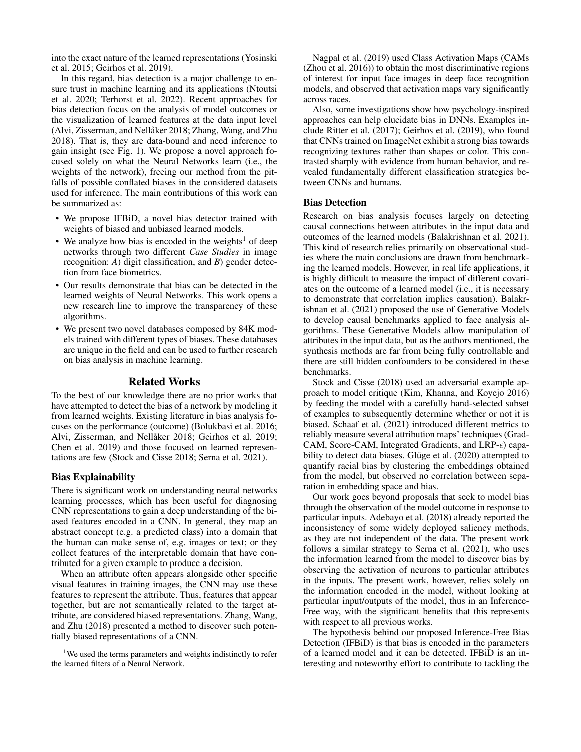into the exact nature of the learned representations (Yosinski et al. 2015; Geirhos et al. 2019).

In this regard, bias detection is a major challenge to ensure trust in machine learning and its applications (Ntoutsi et al. 2020; Terhorst et al. 2022). Recent approaches for bias detection focus on the analysis of model outcomes or the visualization of learned features at the data input level (Alvi, Zisserman, and Nellåker 2018; Zhang, Wang, and Zhu 2018). That is, they are data-bound and need inference to gain insight (see Fig. 1). We propose a novel approach focused solely on what the Neural Networks learn (i.e., the weights of the network), freeing our method from the pitfalls of possible conflated biases in the considered datasets used for inference. The main contributions of this work can be summarized as:

- We propose IFBiD, a novel bias detector trained with weights of biased and unbiased learned models.
- We analyze how bias is encoded in the weights[1] of deep networks through two different *Case Studies* in image recognition: *A*) digit classification, and *B*) gender detection from face biometrics.
- Our results demonstrate that bias can be detected in the learned weights of Neural Networks. This work opens a new research line to improve the transparency of these algorithms.
- We present two novel databases composed by 84K models trained with different types of biases. These databases are unique in the field and can be used to further research on bias analysis in machine learning.

## Related Works

To the best of our knowledge there are no prior works that have attempted to detect the bias of a network by modeling it from learned weights. Existing literature in bias analysis focuses on the performance (outcome) (Bolukbasi et al. 2016; Alvi, Zisserman, and Nellåker 2018; Geirhos et al. 2019; Chen et al. 2019) and those focused on learned representations are few (Stock and Cisse 2018; Serna et al. 2021).

### Bias Explainability

There is significant work on understanding neural networks learning processes, which has been useful for diagnosing CNN representations to gain a deep understanding of the biased features encoded in a CNN. In general, they map an abstract concept (e.g. a predicted class) into a domain that the human can make sense of, e.g. images or text; or they collect features of the interpretable domain that have contributed for a given example to produce a decision.

When an attribute often appears alongside other specific visual features in training images, the CNN may use these features to represent the attribute. Thus, features that appear together, but are not semantically related to the target attribute, are considered biased representations. Zhang, Wang, and Zhu (2018) presented a method to discover such potentially biased representations of a CNN.

Nagpal et al. (2019) used Class Activation Maps (CAMs (Zhou et al. 2016)) to obtain the most discriminative regions of interest for input face images in deep face recognition models, and observed that activation maps vary significantly across races.

Also, some investigations show how psychology-inspired approaches can help elucidate bias in DNNs. Examples include Ritter et al. (2017); Geirhos et al. (2019), who found that CNNs trained on ImageNet exhibit a strong bias towards recognizing textures rather than shapes or color. This contrasted sharply with evidence from human behavior, and revealed fundamentally different classification strategies between CNNs and humans.

### Bias Detection

Research on bias analysis focuses largely on detecting causal connections between attributes in the input data and outcomes of the learned models (Balakrishnan et al. 2021). This kind of research relies primarily on observational studies where the main conclusions are drawn from benchmarking the learned models. However, in real life applications, it is highly difficult to measure the impact of different covariates on the outcome of a learned model (i.e., it is necessary to demonstrate that correlation implies causation). Balakrishnan et al. (2021) proposed the use of Generative Models to develop causal benchmarks applied to face analysis algorithms. These Generative Models allow manipulation of attributes in the input data, but as the authors mentioned, the synthesis methods are far from being fully controllable and there are still hidden confounders to be considered in these benchmarks.

Stock and Cisse (2018) used an adversarial example approach to model critique (Kim, Khanna, and Koyejo 2016) by feeding the model with a carefully hand-selected subset of examples to subsequently determine whether or not it is biased. Schaaf et al. (2021) introduced different metrics to reliably measure several attribution maps' techniques (Grad-CAM, Score-CAM, Integrated Gradients, and LRP-$\epsilon$) capability to detect data biases. Glüge et al. (2020) attempted to quantify racial bias by clustering the embeddings obtained from the model, but observed no correlation between separation in embedding space and bias.

Our work goes beyond proposals that seek to model bias through the observation of the model outcome in response to particular inputs. Adebayo et al. (2018) already reported the inconsistency of some widely deployed saliency methods, as they are not independent of the data. The present work follows a similar strategy to Serna et al. (2021), who uses the information learned from the model to discover bias by observing the activation of neurons to particular attributes in the inputs. The present work, however, relies solely on the information encoded in the model, without looking at particular input/outputs of the model, thus in an Inference-Free way, with the significant benefits that this represents with respect to all previous works.

The hypothesis behind our proposed Inference-Free Bias Detection (IFBiD) is that bias is encoded in the parameters of a learned model and it can be detected. IFBiD is an interesting and noteworthy effort to contribute to tackling the

[1] We used the terms parameters and weights indistinctly to refer the learned filters of a Neural Network.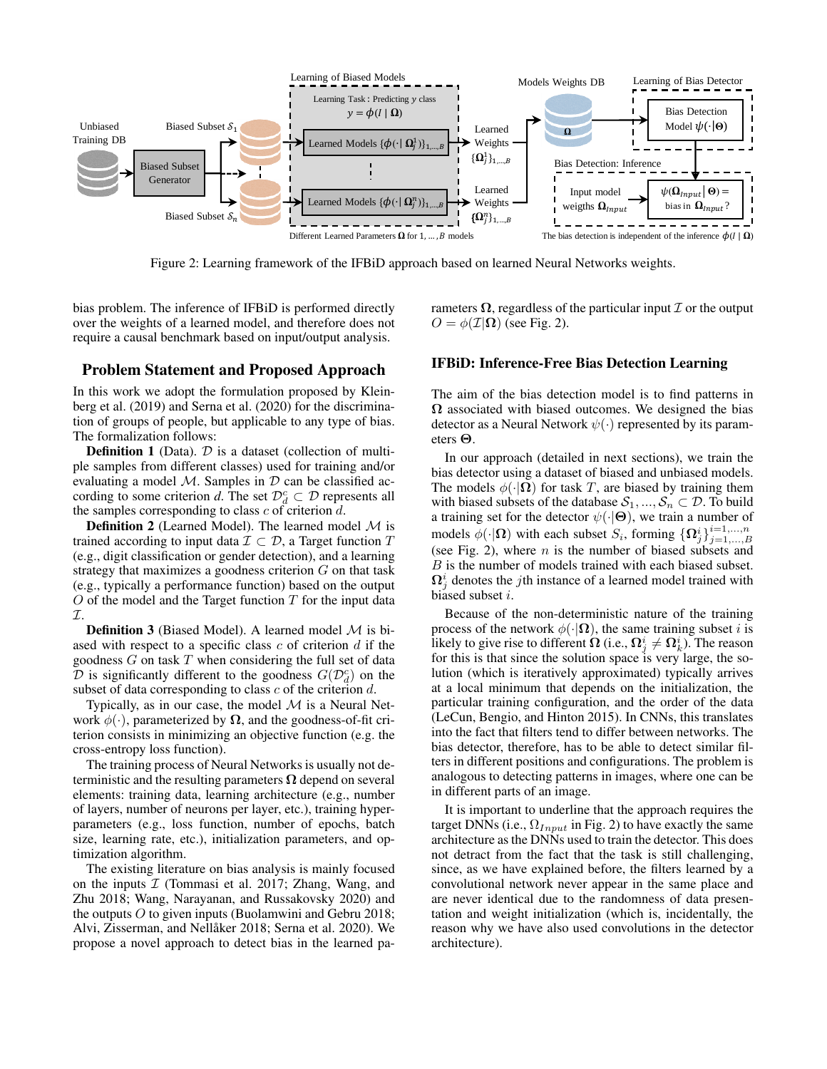Figure 2: Learning framework of the IFBiD approach based on learned Neural Networks weights.

bias problem. The inference of IFBiD is performed directly over the weights of a learned model, and therefore does not require a causal benchmark based on input/output analysis.

## Problem Statement and Proposed Approach

In this work we adopt the formulation proposed by Kleinberg et al. (2019) and Serna et al. (2020) for the discrimination of groups of people, but applicable to any type of bias. The formalization follows:

**Definition 1** (Data). $\mathcal{D}$ is a dataset (collection of multiple samples from different classes) used for training and/or evaluating a model $\mathcal{M}$. Samples in $\mathcal{D}$ can be classified according to some criterion $d$. The set $\mathcal{D}_d^c \subset \mathcal{D}$ represents all the samples corresponding to class $c$ of criterion $d$.

**Definition 2** (Learned Model). The learned model $\mathcal{M}$ is trained according to input data $\mathcal{I} \subset \mathcal{D}$, a Target function $T$ (e.g., digit classification or gender detection), and a learning strategy that maximizes a goodness criterion $G$ on that task (e.g., typically a performance function) based on the output $O$ of the model and the Target function $T$ for the input data $\mathcal{I}$.

**Definition 3** (Biased Model). A learned model $\mathcal{M}$ is biased with respect to a specific class $c$ of criterion $d$ if the goodness $G$ on task $T$ when considering the full set of data $\mathcal{D}$ is significantly different to the goodness $G(\mathcal{D}_d^c)$ on the subset of data corresponding to class $c$ of the criterion $d$.

Typically, as in our case, the model $\mathcal{M}$ is a Neural Network $\phi(\cdot)$, parameterized by $\mathbf{\Omega}$, and the goodness-of-fit criterion consists in minimizing an objective function (e.g. the cross-entropy loss function).

The training process of Neural Networks is usually not deterministic and the resulting parameters $\mathbf{\Omega}$ depend on several elements: training data, learning architecture (e.g., number of layers, number of neurons per layer, etc.), training hyperparameters (e.g., loss function, number of epochs, batch size, learning rate, etc.), initialization parameters, and optimization algorithm.

The existing literature on bias analysis is mainly focused on the inputs $\mathcal{I}$ (Tommasi et al. 2017; Zhang, Wang, and Zhu 2018; Wang, Narayanan, and Russakovsky 2020) and the outputs $O$ to given inputs (Buolamwini and Gebru 2018; Alvi, Zisserman, and Nellåker 2018; Serna et al. 2020). We propose a novel approach to detect bias in the learned parameters $\mathbf{\Omega}$, regardless of the particular input $\mathcal{I}$ or the output $O = \phi(\mathcal{I}|\mathbf{\Omega})$ (see Fig. 2).

## IFBiD: Inference-Free Bias Detection Learning

The aim of the bias detection model is to find patterns in $\mathbf{\Omega}$ associated with biased outcomes. We designed the bias detector as a Neural Network $\psi(\cdot)$ represented by its parameters $\mathbf{\Theta}$.

In our approach (detailed in next sections), we train the bias detector using a dataset of biased and unbiased models. The models $\phi(\cdot|\mathbf{\Omega})$ for task $T$, are biased by training them with biased subsets of the database $\mathcal{S}_1, ..., \mathcal{S}_n \subset \mathcal{D}$. To build a training set for the detector $\psi(\cdot|\mathbf{\Theta})$, we train a number of models $\phi(\cdot|\mathbf{\Omega})$ with each subset $S_i$, forming $\{\mathbf{\Omega}_j^i\}_{j=1,...,B}^{i=1,...,n}$ (see Fig. 2), where $n$ is the number of biased subsets and $B$ is the number of models trained with each biased subset. $\mathbf{\Omega}_j^i$ denotes the $j$th instance of a learned model trained with biased subset $i$.

Because of the non-deterministic nature of the training process of the network $\phi(\cdot|\mathbf{\Omega})$, the same training subset $i$ is likely to give rise to different $\mathbf{\Omega}$ (i.e., $\mathbf{\Omega}_j^i \neq \mathbf{\Omega}_k^i$). The reason for this is that since the solution space is very large, the solution (which is iteratively approximated) typically arrives at a local minimum that depends on the initialization, the particular training configuration, and the order of the data (LeCun, Bengio, and Hinton 2015). In CNNs, this translates into the fact that filters tend to differ between networks. The bias detector, therefore, has to be able to detect similar filters in different positions and configurations. The problem is analogous to detecting patterns in images, where one can be in different parts of an image.

It is important to underline that the approach requires the target DNNs (i.e., $\Omega_{Input}$ in Fig. 2) to have exactly the same architecture as the DNNs used to train the detector. This does not detract from the fact that the task is still challenging, since, as we have explained before, the filters learned by a convolutional network never appear in the same place and are never identical due to the randomness of data presentation and weight initialization (which is, incidentally, the reason why we have also used convolutions in the detector architecture).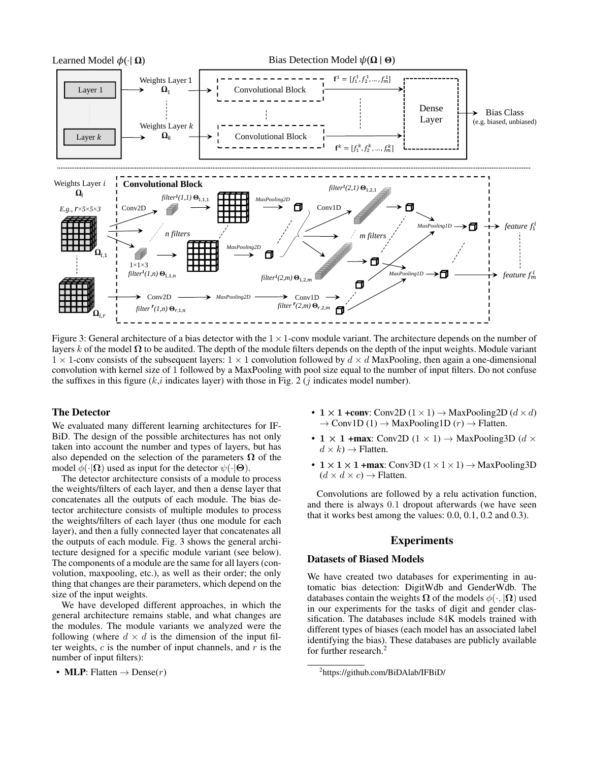Figure 3: General architecture of a bias detector with the $1 \times 1$-conv module variant. The architecture depends on the number of layers $k$ of the model $\mathbf{\Omega}$ to be audited. The depth of the module filters depends on the depth of the input weights. Module variant $1 \times 1$-conv consists of the subsequent layers: $1 \times 1$ convolution followed by $d \times d$ MaxPooling, then again a one-dimensional convolution with kernel size of 1 followed by a MaxPooling with pool size equal to the number of input filters. Do not confuse the suffixes in this figure ($k$,$i$ indicates layer) with those in Fig. 2 ($j$ indicates model number).

## The Detector

We evaluated many different learning architectures for IFBiD. The design of the possible architectures has not only taken into account the number and types of layers, but has also depended on the selection of the parameters $\mathbf{\Omega}$ of the model $\phi(\cdot|\mathbf{\Omega})$ used as input for the detector $\psi(\cdot|\mathbf{\Theta})$.

The detector architecture consists of a module to process the weights/filters of each layer, and then a dense layer that concatenates all the outputs of each module. The bias detector architecture consists of multiple modules to process the weights/filters of each layer (thus one module for each layer), and then a fully connected layer that concatenates all the outputs of each module. Fig. 3 shows the general architecture designed for a specific module variant (see below). The components of a module are the same for all layers (convolution, maxpooling, etc.), as well as their order; the only thing that changes are their parameters, which depend on the size of the input weights.

We have developed different approaches, in which the general architecture remains stable, and what changes are the modules. The module variants we analyzed were the following (where $d \times d$ is the dimension of the input filter weights, $c$ is the number of input channels, and $r$ is the number of input filters):

- **MLP**: Flatten $\rightarrow$ Dense($r$)
- **$1 \times 1$ +conv**: Conv2D ($1 \times 1$) $\rightarrow$ MaxPooling2D ($d \times d$) $\rightarrow$ Conv1D (1) $\rightarrow$ MaxPooling1D ($r$) $\rightarrow$ Flatten.
- **$1 \times 1$ +max**: Conv2D ($1 \times 1$) $\rightarrow$ MaxPooling3D ($d \times d \times k$) $\rightarrow$ Flatten.
- **$1 \times 1 \times 1$ +max**: Conv3D ($1 \times 1 \times 1$) $\rightarrow$ MaxPooling3D ($d \times d \times c$) $\rightarrow$ Flatten.

Convolutions are followed by a relu activation function, and there is always 0.1 dropout afterwards (we have seen that it works best among the values: 0.0, 0.1, 0.2 and 0.3).

# Experiments

## Datasets of Biased Models

We have created two databases for experimenting in automatic bias detection: DigitWdb and GenderWdb. The databases contain the weights $\mathbf{\Omega}$ of the models $\phi(\cdot, |\mathbf{\Omega})$ used in our experiments for the tasks of digit and gender classification. The databases include 84K models trained with different types of biases (each model has an associated label identifying the bias). These databases are publicly available for further research.[2]

[2] https://github.com/BiDAlab/IFBiD/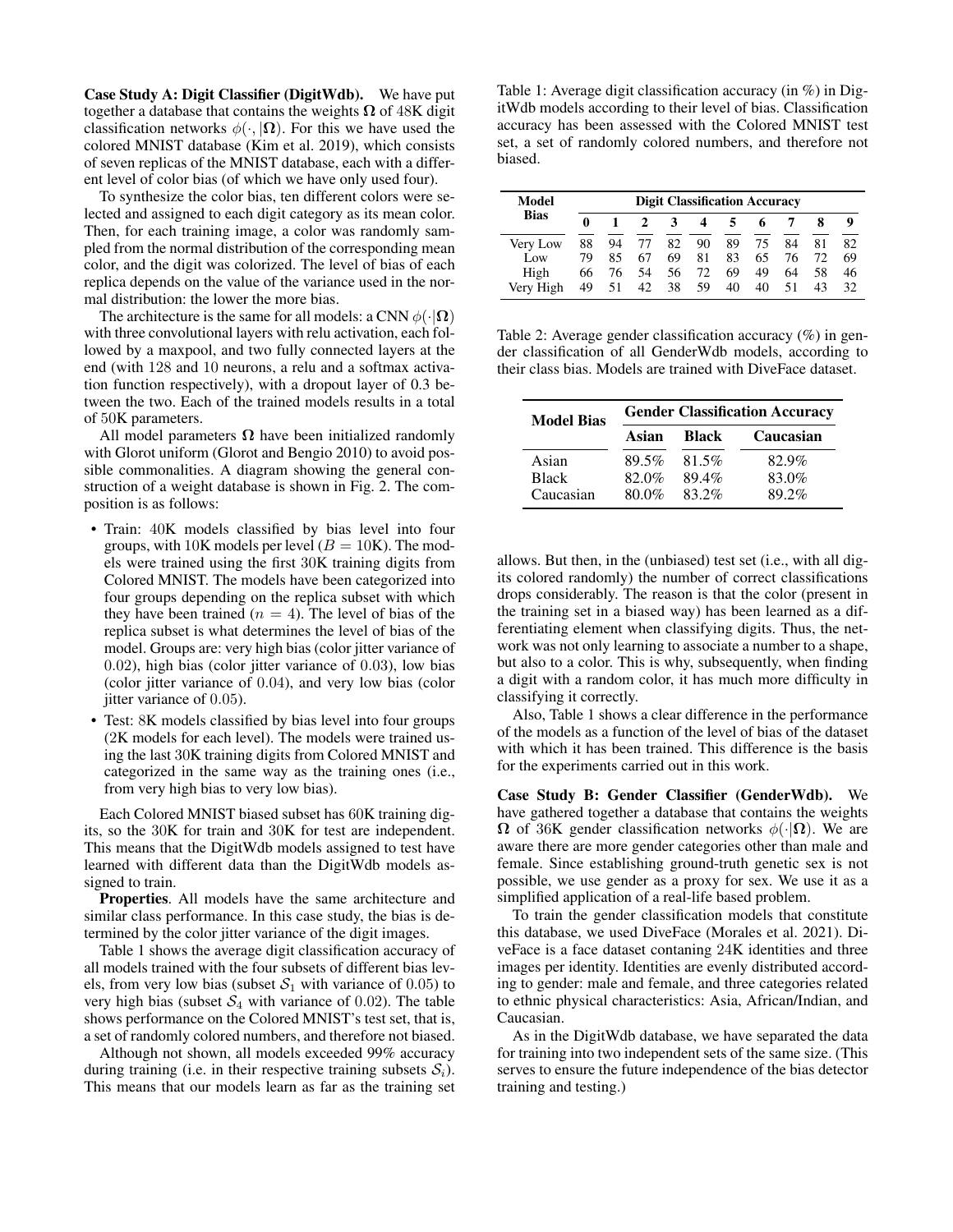**Case Study A: Digit Classifier (DigitWdb).** We have put together a database that contains the weights $\mathbf{\Omega}$ of 48K digit classification networks $\phi(\cdot, |\mathbf{\Omega})$. For this we have used the colored MNIST database (Kim et al. 2019), which consists of seven replicas of the MNIST database, each with a different level of color bias (of which we have only used four).

To synthesize the color bias, ten different colors were selected and assigned to each digit category as its mean color. Then, for each training image, a color was randomly sampled from the normal distribution of the corresponding mean color, and the digit was colorized. The level of bias of each replica depends on the value of the variance used in the normal distribution: the lower the more bias.

The architecture is the same for all models: a CNN $\phi(\cdot|\mathbf{\Omega})$ with three convolutional layers with relu activation, each followed by a maxpool, and two fully connected layers at the end (with 128 and 10 neurons, a relu and a softmax activation function respectively), with a dropout layer of 0.3 between the two. Each of the trained models results in a total of 50K parameters.

All model parameters $\mathbf{\Omega}$ have been initialized randomly with Glorot uniform (Glorot and Bengio 2010) to avoid possible commonalities. A diagram showing the general construction of a weight database is shown in Fig. 2. The composition is as follows:

- Train: 40K models classified by bias level into four groups, with 10K models per level ($B = 10$K). The models were trained using the first 30K training digits from Colored MNIST. The models have been categorized into four groups depending on the replica subset with which they have been trained ($n = 4$). The level of bias of the replica subset is what determines the level of bias of the model. Groups are: very high bias (color jitter variance of 0.02), high bias (color jitter variance of 0.03), low bias (color jitter variance of 0.04), and very low bias (color jitter variance of 0.05).
- Test: 8K models classified by bias level into four groups (2K models for each level). The models were trained using the last 30K training digits from Colored MNIST and categorized in the same way as the training ones (i.e., from very high bias to very low bias).

Each Colored MNIST biased subset has 60K training digits, so the 30K for train and 30K for test are independent. This means that the DigitWdb models assigned to test have learned with different data than the DigitWdb models assigned to train.

**Properties**. All models have the same architecture and similar class performance. In this case study, the bias is determined by the color jitter variance of the digit images.

Table 1 shows the average digit classification accuracy of all models trained with the four subsets of different bias levels, from very low bias (subset $\mathcal{S}_1$ with variance of 0.05) to very high bias (subset $\mathcal{S}_4$ with variance of 0.02). The table shows performance on the Colored MNIST's test set, that is, a set of randomly colored numbers, and therefore not biased.

Although not shown, all models exceeded 99% accuracy during training (i.e. in their respective training subsets $\mathcal{S}_i$). This means that our models learn as far as the training set allows. But then, in the (unbiased) test set (i.e., with all digits colored randomly) the number of correct classifications drops considerably. The reason is that the color (present in the training set in a biased way) has been learned as a differentiating element when classifying digits. Thus, the network was not only learning to associate a number to a shape, but also to a color. This is why, subsequently, when finding a digit with a random color, it has much more difficulty in classifying it correctly.

Also, Table 1 shows a clear difference in the performance of the models as a function of the level of bias of the dataset with which it has been trained. This difference is the basis for the experiments carried out in this work.

Table 1: Average digit classification accuracy (in %) in DigitWdb models according to their level of bias. Classification accuracy has been assessed with the Colored MNIST test set, a set of randomly colored numbers, and therefore not biased.

| Model Bias | Digit Classification Accuracy | | | | | | | | | |
|---|---|---|---|---|---|---|---|---|---|---|
| | **0** | **1** | **2** | **3** | **4** | **5** | **6** | **7** | **8** | **9** |
| Very Low | 88 | 94 | 77 | 82 | 90 | 89 | 75 | 84 | 81 | 82 |
| Low | 79 | 85 | 67 | 69 | 81 | 83 | 65 | 76 | 72 | 69 |
| High | 66 | 76 | 54 | 56 | 72 | 69 | 49 | 64 | 58 | 46 |
| Very High | 49 | 51 | 42 | 38 | 59 | 40 | 40 | 51 | 43 | 32 |

Table 2: Average gender classification accuracy (%) in gender classification of all GenderWdb models, according to their class bias. Models are trained with DiveFace dataset.

| Model Bias | Gender Classification Accuracy | | |
|---|---|---|---|
| | **Asian** | **Black** | **Caucasian** |
| Asian | 89.5% | 81.5% | 82.9% |
| Black | 82.0% | 89.4% | 83.0% |
| Caucasian | 80.0% | 83.2% | 89.2% |

**Case Study B: Gender Classifier (GenderWdb).** We have gathered together a database that contains the weights $\mathbf{\Omega}$ of 36K gender classification networks $\phi(\cdot|\mathbf{\Omega})$. We are aware there are more gender categories other than male and female. Since establishing ground-truth genetic sex is not possible, we use gender as a proxy for sex. We use it as a simplified application of a real-life based problem.

To train the gender classification models that constitute this database, we used DiveFace (Morales et al. 2021). DiveFace is a face dataset contaning 24K identities and three images per identity. Identities are evenly distributed according to gender: male and female, and three categories related to ethnic physical characteristics: Asia, African/Indian, and Caucasian.

As in the DigitWdb database, we have separated the data for training into two independent sets of the same size. (This serves to ensure the future independence of the bias detector training and testing.)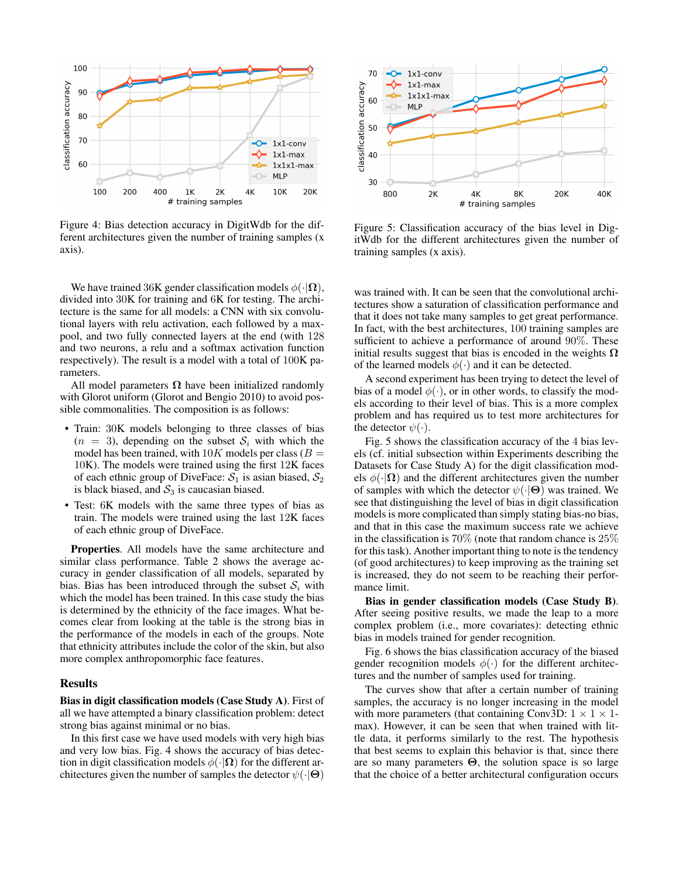Figure 4: Bias detection accuracy in DigitWdb for the different architectures given the number of training samples (x axis).

Figure 5: Classification accuracy of the bias level in DigitWdb for the different architectures given the number of training samples (x axis).

We have trained 36K gender classification models $\phi(\cdot|\mathbf{\Omega})$, divided into 30K for training and 6K for testing. The architecture is the same for all models: a CNN with six convolutional layers with relu activation, each followed by a max-pool, and two fully connected layers at the end (with 128 and two neurons, a relu and a softmax activation function respectively). The result is a model with a total of 100K parameters.

All model parameters $\mathbf{\Omega}$ have been initialized randomly with Glorot uniform (Glorot and Bengio 2010) to avoid possible commonalities. The composition is as follows:

- Train: 30K models belonging to three classes of bias ($n = 3$), depending on the subset $\mathcal{S}_i$ with which the model has been trained, with $10K$ models per class ($B =$ 10K). The models were trained using the first 12K faces of each ethnic group of DiveFace: $\mathcal{S}_1$ is asian biased, $\mathcal{S}_2$ is black biased, and $\mathcal{S}_3$ is caucasian biased.
- Test: 6K models with the same three types of bias as train. The models were trained using the last 12K faces of each ethnic group of DiveFace.

**Properties**. All models have the same architecture and similar class performance. Table 2 shows the average accuracy in gender classification of all models, separated by bias. Bias has been introduced through the subset $\mathcal{S}_i$ with which the model has been trained. In this case study the bias is determined by the ethnicity of the face images. What becomes clear from looking at the table is the strong bias in the performance of the models in each of the groups. Note that ethnicity attributes include the color of the skin, but also more complex anthropomorphic face features.

## Results

**Bias in digit classification models (Case Study A)**. First of all we have attempted a binary classification problem: detect strong bias against minimal or no bias.

In this first case we have used models with very high bias and very low bias. Fig. 4 shows the accuracy of bias detection in digit classification models $\phi(\cdot|\mathbf{\Omega})$ for the different architectures given the number of samples the detector $\psi(\cdot|\mathbf{\Theta})$ was trained with. It can be seen that the convolutional architectures show a saturation of classification performance and that it does not take many samples to get great performance. In fact, with the best architectures, 100 training samples are sufficient to achieve a performance of around 90%. These initial results suggest that bias is encoded in the weights $\mathbf{\Omega}$ of the learned models $\phi(\cdot)$ and it can be detected.

A second experiment has been trying to detect the level of bias of a model $\phi(\cdot)$, or in other words, to classify the models according to their level of bias. This is a more complex problem and has required us to test more architectures for the detector $\psi(\cdot)$.

Fig. 5 shows the classification accuracy of the 4 bias levels (cf. initial subsection within Experiments describing the Datasets for Case Study A) for the digit classification models $\phi(\cdot|\mathbf{\Omega})$ and the different architectures given the number of samples with which the detector $\psi(\cdot|\mathbf{\Theta})$ was trained. We see that distinguishing the level of bias in digit classification models is more complicated than simply stating bias-no bias, and that in this case the maximum success rate we achieve in the classification is 70% (note that random chance is 25% for this task). Another important thing to note is the tendency (of good architectures) to keep improving as the training set is increased, they do not seem to be reaching their performance limit.

**Bias in gender classification models (Case Study B)**. After seeing positive results, we made the leap to a more complex problem (i.e., more covariates): detecting ethnic bias in models trained for gender recognition.

Fig. 6 shows the bias classification accuracy of the biased gender recognition models $\phi(\cdot)$ for the different architectures and the number of samples used for training.

The curves show that after a certain number of training samples, the accuracy is no longer increasing in the model with more parameters (that containing Conv3D: $1 \times 1 \times 1$-max). However, it can be seen that when trained with little data, it performs similarly to the rest. The hypothesis that best seems to explain this behavior is that, since there are so many parameters $\mathbf{\Theta}$, the solution space is so large that the choice of a better architectural configuration occurs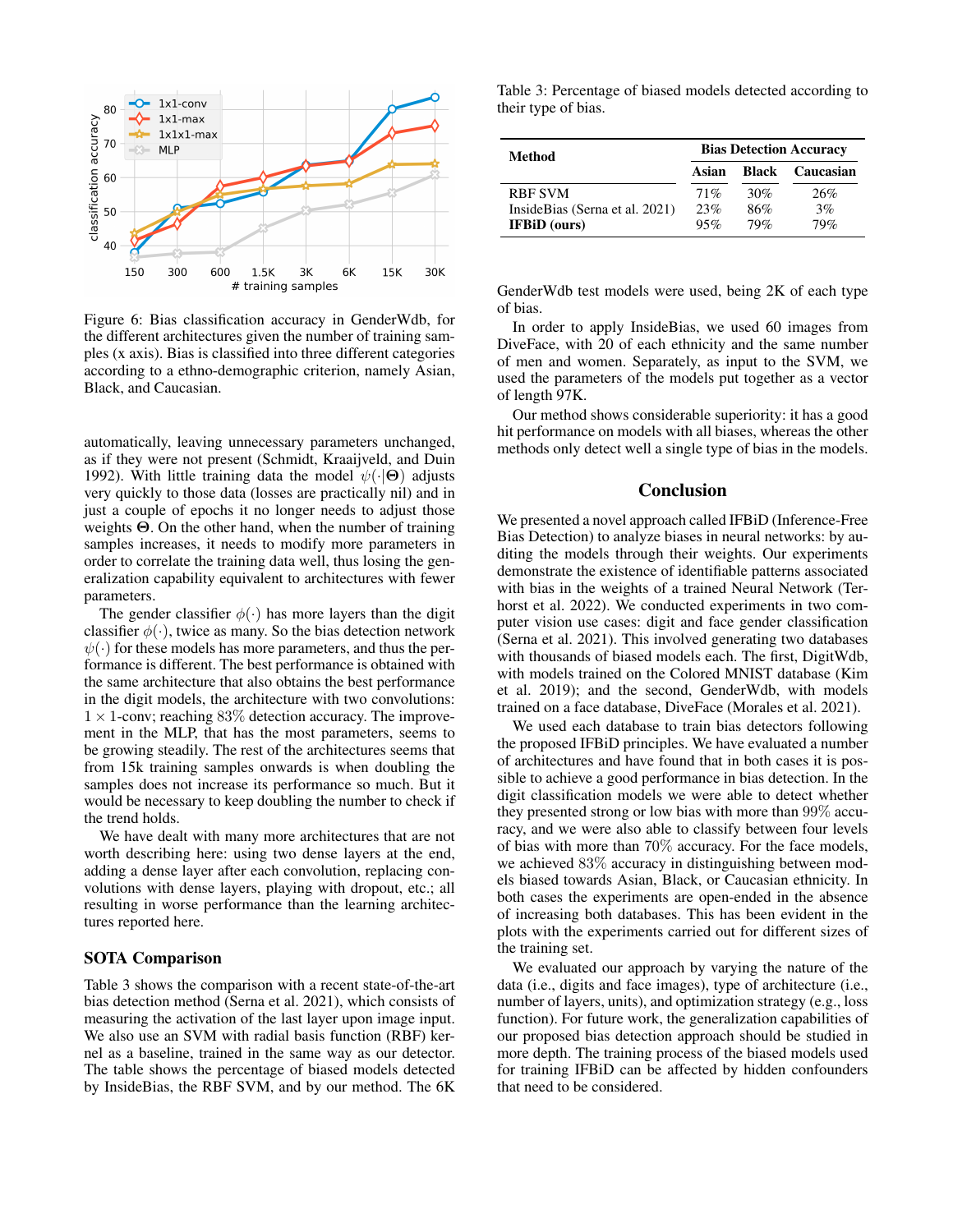Figure 6: Bias classification accuracy in GenderWdb, for the different architectures given the number of training samples (x axis). Bias is classified into three different categories according to a ethno-demographic criterion, namely Asian, Black, and Caucasian.

automatically, leaving unnecessary parameters unchanged, as if they were not present (Schmidt, Kraaijveld, and Duin 1992). With little training data the model $\psi(\cdot|\mathbf{\Theta})$ adjusts very quickly to those data (losses are practically nil) and in just a couple of epochs it no longer needs to adjust those weights $\mathbf{\Theta}$. On the other hand, when the number of training samples increases, it needs to modify more parameters in order to correlate the training data well, thus losing the generalization capability equivalent to architectures with fewer parameters.

The gender classifier $\phi(\cdot)$ has more layers than the digit classifier $\phi(\cdot)$, twice as many. So the bias detection network $\psi(\cdot)$ for these models has more parameters, and thus the performance is different. The best performance is obtained with the same architecture that also obtains the best performance in the digit models, the architecture with two convolutions: $1 \times 1$-conv; reaching $83\%$ detection accuracy. The improvement in the MLP, that has the most parameters, seems to be growing steadily. The rest of the architectures seems that from 15k training samples onwards is when doubling the samples does not increase its performance so much. But it would be necessary to keep doubling the number to check if the trend holds.

We have dealt with many more architectures that are not worth describing here: using two dense layers at the end, adding a dense layer after each convolution, replacing convolutions with dense layers, playing with dropout, etc.; all resulting in worse performance than the learning architectures reported here.

### SOTA Comparison

Table 3 shows the comparison with a recent state-of-the-art bias detection method (Serna et al. 2021), which consists of measuring the activation of the last layer upon image input. We also use an SVM with radial basis function (RBF) kernel as a baseline, trained in the same way as our detector. The table shows the percentage of biased models detected by InsideBias, the RBF SVM, and by our method. The 6K GenderWdb test models were used, being 2K of each type of bias.

Table 3: Percentage of biased models detected according to their type of bias.

| Method | Bias Detection Accuracy | | |
|---|---|---|---|
| | Asian | Black | Caucasian |
| RBF SVM | 71% | 30% | 26% |
| InsideBias (Serna et al. 2021) | 23% | 86% | 3% |
| **IFBiD (ours)** | 95% | 79% | 79% |

In order to apply InsideBias, we used 60 images from DiveFace, with 20 of each ethnicity and the same number of men and women. Separately, as input to the SVM, we used the parameters of the models put together as a vector of length 97K.

Our method shows considerable superiority: it has a good hit performance on models with all biases, whereas the other methods only detect well a single type of bias in the models.

## Conclusion

We presented a novel approach called IFBiD (Inference-Free Bias Detection) to analyze biases in neural networks: by auditing the models through their weights. Our experiments demonstrate the existence of identifiable patterns associated with bias in the weights of a trained Neural Network (Terhorst et al. 2022). We conducted experiments in two computer vision use cases: digit and face gender classification (Serna et al. 2021). This involved generating two databases with thousands of biased models each. The first, DigitWdb, with models trained on the Colored MNIST database (Kim et al. 2019); and the second, GenderWdb, with models trained on a face database, DiveFace (Morales et al. 2021).

We used each database to train bias detectors following the proposed IFBiD principles. We have evaluated a number of architectures and have found that in both cases it is possible to achieve a good performance in bias detection. In the digit classification models we were able to detect whether they presented strong or low bias with more than $99\%$ accuracy, and we were also able to classify between four levels of bias with more than $70\%$ accuracy. For the face models, we achieved $83\%$ accuracy in distinguishing between models biased towards Asian, Black, or Caucasian ethnicity. In both cases the experiments are open-ended in the absence of increasing both databases. This has been evident in the plots with the experiments carried out for different sizes of the training set.

We evaluated our approach by varying the nature of the data (i.e., digits and face images), type of architecture (i.e., number of layers, units), and optimization strategy (e.g., loss function). For future work, the generalization capabilities of our proposed bias detection approach should be studied in more depth. The training process of the biased models used for training IFBiD can be affected by hidden confounders that need to be considered.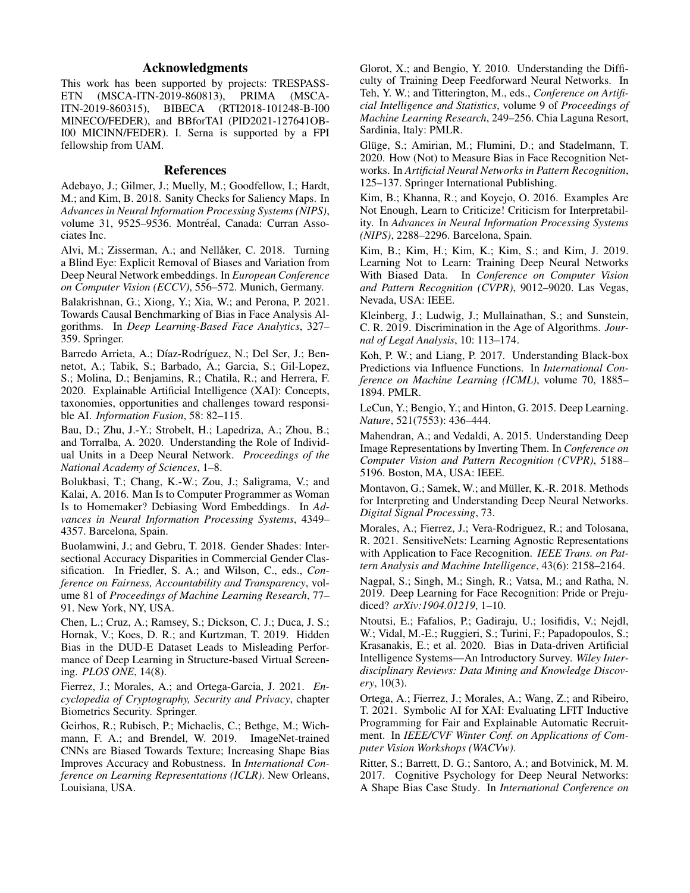## Acknowledgments

This work has been supported by projects: TRESPASS-ETN (MSCA-ITN-2019-860813), PRIMA (MSCA-ITN-2019-860315), BIBECA (RTI2018-101248-B-I00 MINECO/FEDER), and BBforTAI (PID2021-127641OB-I00 MICINN/FEDER). I. Serna is supported by a FPI fellowship from UAM.

## References

Adebayo, J.; Gilmer, J.; Muelly, M.; Goodfellow, I.; Hardt, M.; and Kim, B. 2018. Sanity Checks for Saliency Maps. In *Advances in Neural Information Processing Systems (NIPS)*, volume 31, 9525–9536. Montréal, Canada: Curran Associates Inc.

Alvi, M.; Zisserman, A.; and Nellåker, C. 2018. Turning a Blind Eye: Explicit Removal of Biases and Variation from Deep Neural Network embeddings. In *European Conference on Computer Vision (ECCV)*, 556–572. Munich, Germany.

Balakrishnan, G.; Xiong, Y.; Xia, W.; and Perona, P. 2021. Towards Causal Benchmarking of Bias in Face Analysis Algorithms. In *Deep Learning-Based Face Analytics*, 327–359. Springer.

Barredo Arrieta, A.; Díaz-Rodríguez, N.; Del Ser, J.; Bennetot, A.; Tabik, S.; Barbado, A.; Garcia, S.; Gil-Lopez, S.; Molina, D.; Benjamins, R.; Chatila, R.; and Herrera, F. 2020. Explainable Artificial Intelligence (XAI): Concepts, taxonomies, opportunities and challenges toward responsible AI. *Information Fusion*, 58: 82–115.

Bau, D.; Zhu, J.-Y.; Strobelt, H.; Lapedriza, A.; Zhou, B.; and Torralba, A. 2020. Understanding the Role of Individual Units in a Deep Neural Network. *Proceedings of the National Academy of Sciences*, 1–8.

Bolukbasi, T.; Chang, K.-W.; Zou, J.; Saligrama, V.; and Kalai, A. 2016. Man Is to Computer Programmer as Woman Is to Homemaker? Debiasing Word Embeddings. In *Advances in Neural Information Processing Systems*, 4349–4357. Barcelona, Spain.

Buolamwini, J.; and Gebru, T. 2018. Gender Shades: Intersectional Accuracy Disparities in Commercial Gender Classification. In Friedler, S. A.; and Wilson, C., eds., *Conference on Fairness, Accountability and Transparency*, volume 81 of *Proceedings of Machine Learning Research*, 77–91. New York, NY, USA.

Chen, L.; Cruz, A.; Ramsey, S.; Dickson, C. J.; Duca, J. S.; Hornak, V.; Koes, D. R.; and Kurtzman, T. 2019. Hidden Bias in the DUD-E Dataset Leads to Misleading Performance of Deep Learning in Structure-based Virtual Screening. *PLOS ONE*, 14(8).

Fierrez, J.; Morales, A.; and Ortega-Garcia, J. 2021. *Encyclopedia of Cryptography, Security and Privacy*, chapter Biometrics Security. Springer.

Geirhos, R.; Rubisch, P.; Michaelis, C.; Bethge, M.; Wichmann, F. A.; and Brendel, W. 2019. ImageNet-trained CNNs are Biased Towards Texture; Increasing Shape Bias Improves Accuracy and Robustness. In *International Conference on Learning Representations (ICLR)*. New Orleans, Louisiana, USA.

Glorot, X.; and Bengio, Y. 2010. Understanding the Difficulty of Training Deep Feedforward Neural Networks. In Teh, Y. W.; and Titterington, M., eds., *Conference on Artificial Intelligence and Statistics*, volume 9 of *Proceedings of Machine Learning Research*, 249–256. Chia Laguna Resort, Sardinia, Italy: PMLR.

Glüge, S.; Amirian, M.; Flumini, D.; and Stadelmann, T. 2020. How (Not) to Measure Bias in Face Recognition Networks. In *Artificial Neural Networks in Pattern Recognition*, 125–137. Springer International Publishing.

Kim, B.; Khanna, R.; and Koyejo, O. 2016. Examples Are Not Enough, Learn to Criticize! Criticism for Interpretability. In *Advances in Neural Information Processing Systems (NIPS)*, 2288–2296. Barcelona, Spain.

Kim, B.; Kim, H.; Kim, K.; Kim, S.; and Kim, J. 2019. Learning Not to Learn: Training Deep Neural Networks With Biased Data. In *Conference on Computer Vision and Pattern Recognition (CVPR)*, 9012–9020. Las Vegas, Nevada, USA: IEEE.

Kleinberg, J.; Ludwig, J.; Mullainathan, S.; and Sunstein, C. R. 2019. Discrimination in the Age of Algorithms. *Journal of Legal Analysis*, 10: 113–174.

Koh, P. W.; and Liang, P. 2017. Understanding Black-box Predictions via Influence Functions. In *International Conference on Machine Learning (ICML)*, volume 70, 1885–1894. PMLR.

LeCun, Y.; Bengio, Y.; and Hinton, G. 2015. Deep Learning. *Nature*, 521(7553): 436–444.

Mahendran, A.; and Vedaldi, A. 2015. Understanding Deep Image Representations by Inverting Them. In *Conference on Computer Vision and Pattern Recognition (CVPR)*, 5188–5196. Boston, MA, USA: IEEE.

Montavon, G.; Samek, W.; and Müller, K.-R. 2018. Methods for Interpreting and Understanding Deep Neural Networks. *Digital Signal Processing*, 73.

Morales, A.; Fierrez, J.; Vera-Rodriguez, R.; and Tolosana, R. 2021. SensitiveNets: Learning Agnostic Representations with Application to Face Recognition. *IEEE Trans. on Pattern Analysis and Machine Intelligence*, 43(6): 2158–2164.

Nagpal, S.; Singh, M.; Singh, R.; Vatsa, M.; and Ratha, N. 2019. Deep Learning for Face Recognition: Pride or Prejudiced? *arXiv:1904.01219*, 1–10.

Ntoutsi, E.; Fafalios, P.; Gadiraju, U.; Iosifidis, V.; Nejdl, W.; Vidal, M.-E.; Ruggieri, S.; Turini, F.; Papadopoulos, S.; Krasanakis, E.; et al. 2020. Bias in Data-driven Artificial Intelligence Systems—An Introductory Survey. *Wiley Interdisciplinary Reviews: Data Mining and Knowledge Discovery*, 10(3).

Ortega, A.; Fierrez, J.; Morales, A.; Wang, Z.; and Ribeiro, T. 2021. Symbolic AI for XAI: Evaluating LFIT Inductive Programming for Fair and Explainable Automatic Recruitment. In *IEEE/CVF Winter Conf. on Applications of Computer Vision Workshops (WACVw)*.

Ritter, S.; Barrett, D. G.; Santoro, A.; and Botvinick, M. M. 2017. Cognitive Psychology for Deep Neural Networks: A Shape Bias Case Study. In *International Conference on*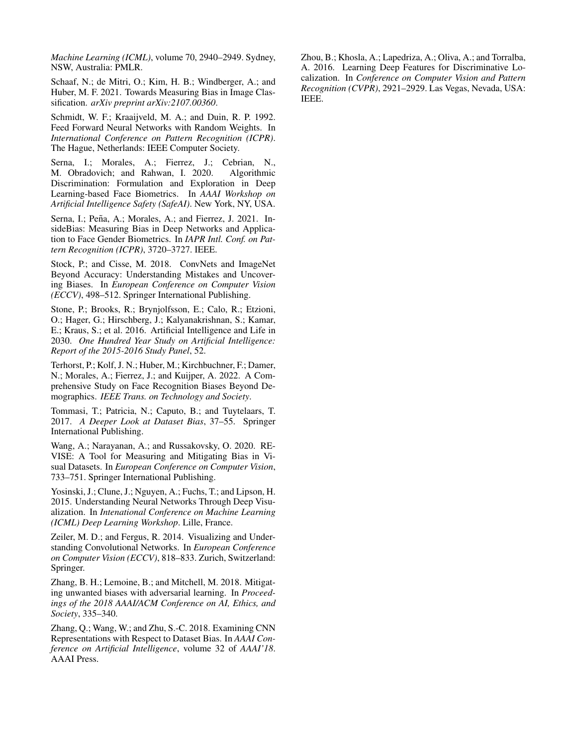*Machine Learning (ICML)*, volume 70, 2940–2949. Sydney, NSW, Australia: PMLR.

Schaaf, N.; de Mitri, O.; Kim, H. B.; Windberger, A.; and Huber, M. F. 2021. Towards Measuring Bias in Image Classification. *arXiv preprint arXiv:2107.00360*.

Schmidt, W. F.; Kraaijveld, M. A.; and Duin, R. P. 1992. Feed Forward Neural Networks with Random Weights. In *International Conference on Pattern Recognition (ICPR)*. The Hague, Netherlands: IEEE Computer Society.

Serna, I.; Morales, A.; Fierrez, J.; Cebrian, N., M. Obradovich; and Rahwan, I. 2020. Algorithmic Discrimination: Formulation and Exploration in Deep Learning-based Face Biometrics. In *AAAI Workshop on Artificial Intelligence Safety (SafeAI)*. New York, NY, USA.

Serna, I.; Peña, A.; Morales, A.; and Fierrez, J. 2021. InsideBias: Measuring Bias in Deep Networks and Application to Face Gender Biometrics. In *IAPR Intl. Conf. on Pattern Recognition (ICPR)*, 3720–3727. IEEE.

Stock, P.; and Cisse, M. 2018. ConvNets and ImageNet Beyond Accuracy: Understanding Mistakes and Uncovering Biases. In *European Conference on Computer Vision (ECCV)*, 498–512. Springer International Publishing.

Stone, P.; Brooks, R.; Brynjolfsson, E.; Calo, R.; Etzioni, O.; Hager, G.; Hirschberg, J.; Kalyanakrishnan, S.; Kamar, E.; Kraus, S.; et al. 2016. Artificial Intelligence and Life in 2030. *One Hundred Year Study on Artificial Intelligence: Report of the 2015-2016 Study Panel*, 52.

Terhorst, P.; Kolf, J. N.; Huber, M.; Kirchbuchner, F.; Damer, N.; Morales, A.; Fierrez, J.; and Kuijper, A. 2022. A Comprehensive Study on Face Recognition Biases Beyond Demographics. *IEEE Trans. on Technology and Society*.

Tommasi, T.; Patricia, N.; Caputo, B.; and Tuytelaars, T. 2017. *A Deeper Look at Dataset Bias*, 37–55. Springer International Publishing.

Wang, A.; Narayanan, A.; and Russakovsky, O. 2020. REVISE: A Tool for Measuring and Mitigating Bias in Visual Datasets. In *European Conference on Computer Vision*, 733–751. Springer International Publishing.

Yosinski, J.; Clune, J.; Nguyen, A.; Fuchs, T.; and Lipson, H. 2015. Understanding Neural Networks Through Deep Visualization. In *Intenational Conference on Machine Learning (ICML) Deep Learning Workshop*. Lille, France.

Zeiler, M. D.; and Fergus, R. 2014. Visualizing and Understanding Convolutional Networks. In *European Conference on Computer Vision (ECCV)*, 818–833. Zurich, Switzerland: Springer.

Zhang, B. H.; Lemoine, B.; and Mitchell, M. 2018. Mitigating unwanted biases with adversarial learning. In *Proceedings of the 2018 AAAI/ACM Conference on AI, Ethics, and Society*, 335–340.

Zhang, Q.; Wang, W.; and Zhu, S.-C. 2018. Examining CNN Representations with Respect to Dataset Bias. In *AAAI Conference on Artificial Intelligence*, volume 32 of *AAAI'18*. AAAI Press.

Zhou, B.; Khosla, A.; Lapedriza, A.; Oliva, A.; and Torralba, A. 2016. Learning Deep Features for Discriminative Localization. In *Conference on Computer Vision and Pattern Recognition (CVPR)*, 2921–2929. Las Vegas, Nevada, USA: IEEE.